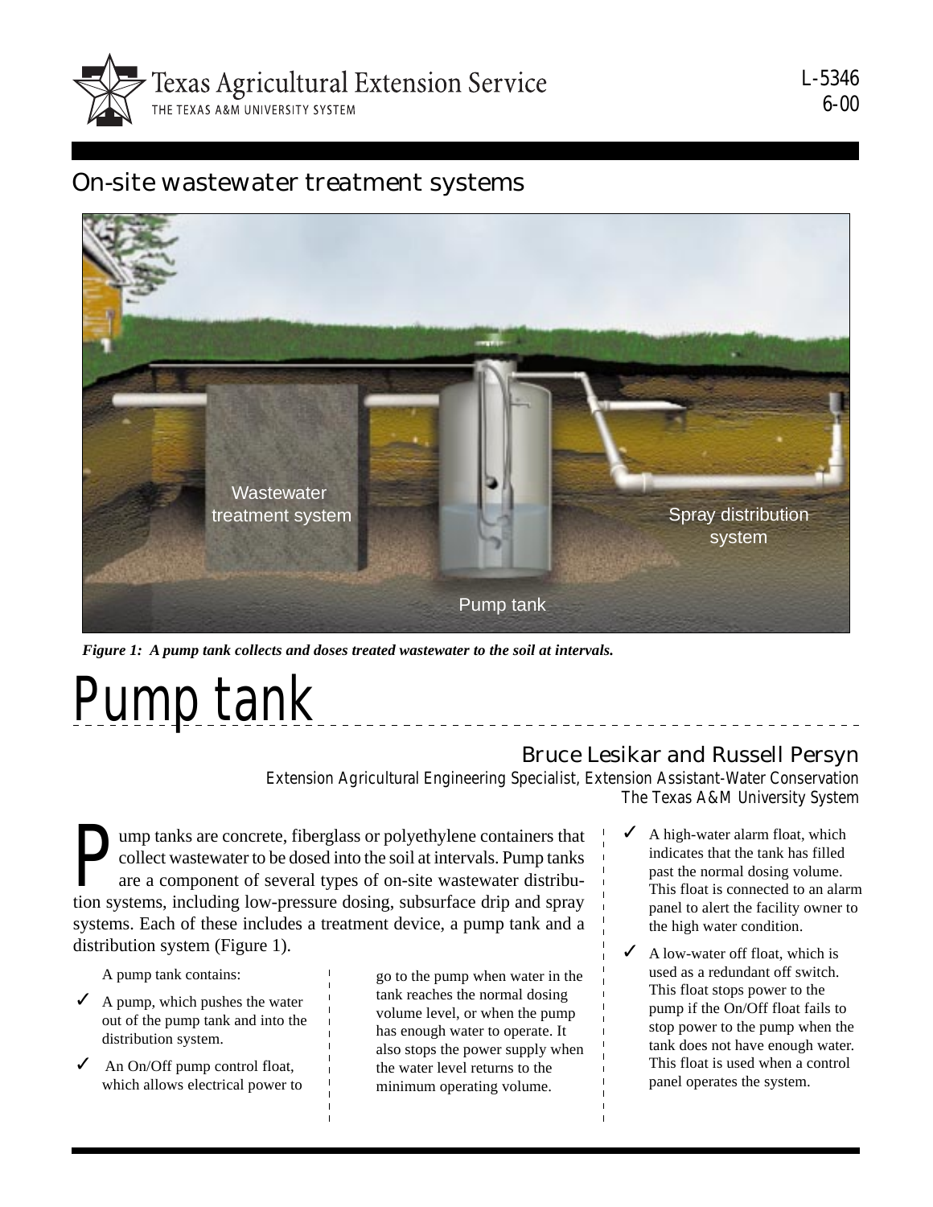Texas Agricultural Extension Service
THE TEXAS A&M UNIVERSITY SYSTEM

L-5346
6-00

## On-site wastewater treatment systems

*Figure 1: A pump tank collects and doses treated wastewater to the soil at intervals.*

# Pump tank

**Bruce Lesikar and Russell Persyn**
*Extension Agricultural Engineering Specialist, Extension Assistant-Water Conservation*
*The Texas A&M University System*

Pump tanks are concrete, fiberglass or polyethylene containers that collect wastewater to be dosed into the soil at intervals. Pump tanks are a component of several types of on-site wastewater distribution systems, including low-pressure dosing, subsurface drip and spray systems. Each of these includes a treatment device, a pump tank and a distribution system (Figure 1).

A pump tank contains:

- ✓ A pump, which pushes the water out of the pump tank and into the distribution system.
- ✓ An On/Off pump control float, which allows electrical power to go to the pump when water in the tank reaches the normal dosing volume level, or when the pump has enough water to operate. It also stops the power supply when the water level returns to the minimum operating volume.
- ✓ A high-water alarm float, which indicates that the tank has filled past the normal dosing volume. This float is connected to an alarm panel to alert the facility owner to the high water condition.
- ✓ A low-water off float, which is used as a redundant off switch. This float stops power to the pump if the On/Off float fails to stop power to the pump when the tank does not have enough water. This float is used when a control panel operates the system.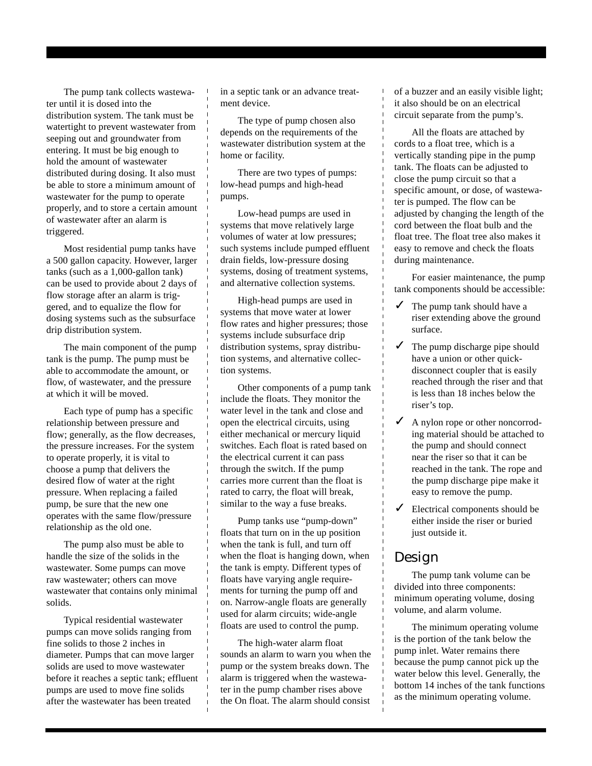The pump tank collects wastewater until it is dosed into the distribution system. The tank must be watertight to prevent wastewater from seeping out and groundwater from entering. It must be big enough to hold the amount of wastewater distributed during dosing. It also must be able to store a minimum amount of wastewater for the pump to operate properly, and to store a certain amount of wastewater after an alarm is triggered.

Most residential pump tanks have a 500 gallon capacity. However, larger tanks (such as a 1,000-gallon tank) can be used to provide about 2 days of flow storage after an alarm is triggered, and to equalize the flow for dosing systems such as the subsurface drip distribution system.

The main component of the pump tank is the pump. The pump must be able to accommodate the amount, or flow, of wastewater, and the pressure at which it will be moved.

Each type of pump has a specific relationship between pressure and flow; generally, as the flow decreases, the pressure increases. For the system to operate properly, it is vital to choose a pump that delivers the desired flow of water at the right pressure. When replacing a failed pump, be sure that the new one operates with the same flow/pressure relationship as the old one.

The pump also must be able to handle the size of the solids in the wastewater. Some pumps can move raw wastewater; others can move wastewater that contains only minimal solids.

Typical residential wastewater pumps can move solids ranging from fine solids to those 2 inches in diameter. Pumps that can move larger solids are used to move wastewater before it reaches a septic tank; effluent pumps are used to move fine solids after the wastewater has been treated in a septic tank or an advance treatment device.

The type of pump chosen also depends on the requirements of the wastewater distribution system at the home or facility.

There are two types of pumps: low-head pumps and high-head pumps.

Low-head pumps are used in systems that move relatively large volumes of water at low pressures; such systems include pumped effluent drain fields, low-pressure dosing systems, dosing of treatment systems, and alternative collection systems.

High-head pumps are used in systems that move water at lower flow rates and higher pressures; those systems include subsurface drip distribution systems, spray distribution systems, and alternative collection systems.

Other components of a pump tank include the floats. They monitor the water level in the tank and close and open the electrical circuits, using either mechanical or mercury liquid switches. Each float is rated based on the electrical current it can pass through the switch. If the pump carries more current than the float is rated to carry, the float will break, similar to the way a fuse breaks.

Pump tanks use "pump-down" floats that turn on in the up position when the tank is full, and turn off when the float is hanging down, when the tank is empty. Different types of floats have varying angle requirements for turning the pump off and on. Narrow-angle floats are generally used for alarm circuits; wide-angle floats are used to control the pump.

The high-water alarm float sounds an alarm to warn you when the pump or the system breaks down. The alarm is triggered when the wastewater in the pump chamber rises above the On float. The alarm should consist of a buzzer and an easily visible light; it also should be on an electrical circuit separate from the pump's.

All the floats are attached by cords to a float tree, which is a vertically standing pipe in the pump tank. The floats can be adjusted to close the pump circuit so that a specific amount, or dose, of wastewater is pumped. The flow can be adjusted by changing the length of the cord between the float bulb and the float tree. The float tree also makes it easy to remove and check the floats during maintenance.

For easier maintenance, the pump tank components should be accessible:

- ✓ The pump tank should have a riser extending above the ground surface.
- ✓ The pump discharge pipe should have a union or other quick-disconnect coupler that is easily reached through the riser and that is less than 18 inches below the riser's top.
- ✓ A nylon rope or other noncorroding material should be attached to the pump and should connect near the riser so that it can be reached in the tank. The rope and the pump discharge pipe make it easy to remove the pump.
- ✓ Electrical components should be either inside the riser or buried just outside it.

## Design

The pump tank volume can be divided into three components: minimum operating volume, dosing volume, and alarm volume.

The minimum operating volume is the portion of the tank below the pump inlet. Water remains there because the pump cannot pick up the water below this level. Generally, the bottom 14 inches of the tank functions as the minimum operating volume.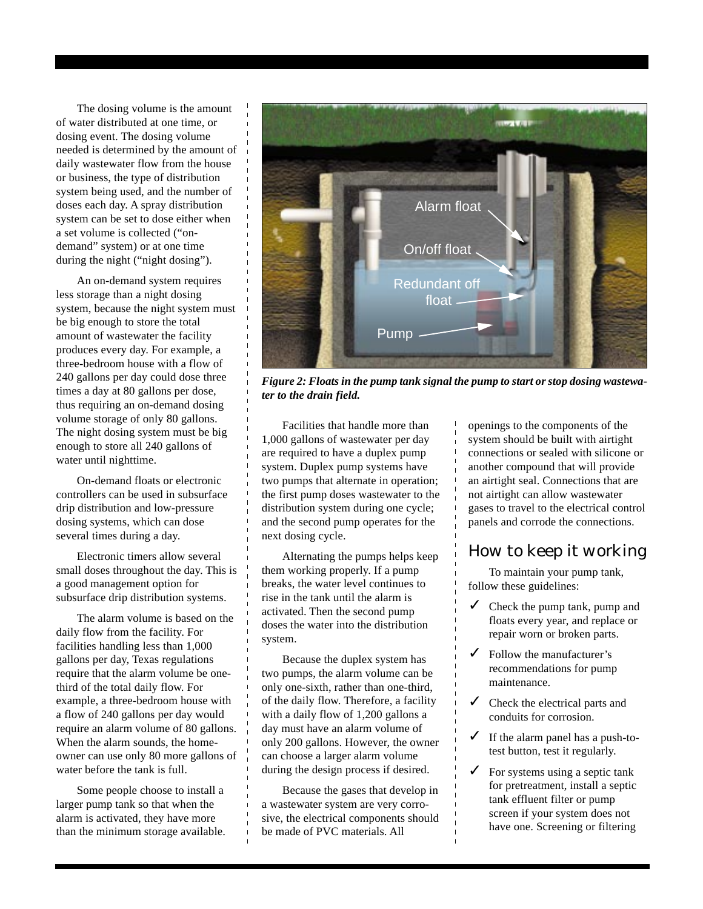The dosing volume is the amount of water distributed at one time, or dosing event. The dosing volume needed is determined by the amount of daily wastewater flow from the house or business, the type of distribution system being used, and the number of doses each day. A spray distribution system can be set to dose either when a set volume is collected ("on-demand" system) or at one time during the night ("night dosing").

An on-demand system requires less storage than a night dosing system, because the night system must be big enough to store the total amount of wastewater the facility produces every day. For example, a three-bedroom house with a flow of 240 gallons per day could dose three times a day at 80 gallons per dose, thus requiring an on-demand dosing volume storage of only 80 gallons. The night dosing system must be big enough to store all 240 gallons of water until nighttime.

On-demand floats or electronic controllers can be used in subsurface drip distribution and low-pressure dosing systems, which can dose several times during a day.

Electronic timers allow several small doses throughout the day. This is a good management option for subsurface drip distribution systems.

The alarm volume is based on the daily flow from the facility. For facilities handling less than 1,000 gallons per day, Texas regulations require that the alarm volume be one-third of the total daily flow. For example, a three-bedroom house with a flow of 240 gallons per day would require an alarm volume of 80 gallons. When the alarm sounds, the home-owner can use only 80 more gallons of water before the tank is full.

Some people choose to install a larger pump tank so that when the alarm is activated, they have more than the minimum storage available.

*Figure 2: Floats in the pump tank signal the pump to start or stop dosing wastewater to the drain field.*

Facilities that handle more than 1,000 gallons of wastewater per day are required to have a duplex pump system. Duplex pump systems have two pumps that alternate in operation; the first pump doses wastewater to the distribution system during one cycle; and the second pump operates for the next dosing cycle.

Alternating the pumps helps keep them working properly. If a pump breaks, the water level continues to rise in the tank until the alarm is activated. Then the second pump doses the water into the distribution system.

Because the duplex system has two pumps, the alarm volume can be only one-sixth, rather than one-third, of the daily flow. Therefore, a facility with a daily flow of 1,200 gallons a day must have an alarm volume of only 200 gallons. However, the owner can choose a larger alarm volume during the design process if desired.

Because the gases that develop in a wastewater system are very corrosive, the electrical components should be made of PVC materials. All openings to the components of the system should be built with airtight connections or sealed with silicone or another compound that will provide an airtight seal. Connections that are not airtight can allow wastewater gases to travel to the electrical control panels and corrode the connections.

## How to keep it working

To maintain your pump tank, follow these guidelines:

- ✓ Check the pump tank, pump and floats every year, and replace or repair worn or broken parts.
- ✓ Follow the manufacturer's recommendations for pump maintenance.
- ✓ Check the electrical parts and conduits for corrosion.
- ✓ If the alarm panel has a push-to-test button, test it regularly.
- ✓ For systems using a septic tank for pretreatment, install a septic tank effluent filter or pump screen if your system does not have one. Screening or filtering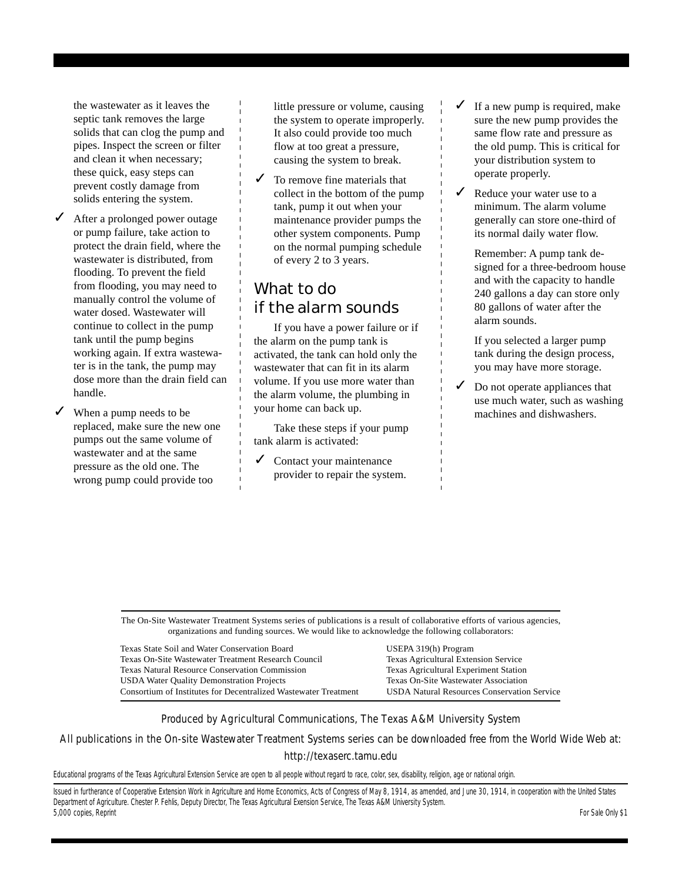the wastewater as it leaves the septic tank removes the large solids that can clog the pump and pipes. Inspect the screen or filter and clean it when necessary; these quick, easy steps can prevent costly damage from solids entering the system.

- ✓ After a prolonged power outage or pump failure, take action to protect the drain field, where the wastewater is distributed, from flooding. To prevent the field from flooding, you may need to manually control the volume of water dosed. Wastewater will continue to collect in the pump tank until the pump begins working again. If extra wastewater is in the tank, the pump may dose more than the drain field can handle.

- ✓ When a pump needs to be replaced, make sure the new one pumps out the same volume of wastewater and at the same pressure as the old one. The wrong pump could provide too little pressure or volume, causing the system to operate improperly. It also could provide too much flow at too great a pressure, causing the system to break.

- ✓ To remove fine materials that collect in the bottom of the pump tank, pump it out when your maintenance provider pumps the other system components. Pump on the normal pumping schedule of every 2 to 3 years.

## What to do if the alarm sounds

If you have a power failure or if the alarm on the pump tank is activated, the tank can hold only the wastewater that can fit in its alarm volume. If you use more water than the alarm volume, the plumbing in your home can back up.

Take these steps if your pump tank alarm is activated:

- ✓ Contact your maintenance provider to repair the system.

- ✓ If a new pump is required, make sure the new pump provides the same flow rate and pressure as the old pump. This is critical for your distribution system to operate properly.

- ✓ Reduce your water use to a minimum. The alarm volume generally can store one-third of its normal daily water flow.

  Remember: A pump tank designed for a three-bedroom house and with the capacity to handle 240 gallons a day can store only 80 gallons of water after the alarm sounds.

  If you selected a larger pump tank during the design process, you may have more storage.

- ✓ Do not operate appliances that use much water, such as washing machines and dishwashers.

---

The On-Site Wastewater Treatment Systems series of publications is a result of collaborative efforts of various agencies, organizations and funding sources. We would like to acknowledge the following collaborators:

| | |
|---|---|
| Texas State Soil and Water Conservation Board | USEPA 319(h) Program |
| Texas On-Site Wastewater Treatment Research Council | Texas Agricultural Extension Service |
| Texas Natural Resource Conservation Commission | Texas Agricultural Experiment Station |
| USDA Water Quality Demonstration Projects | Texas On-Site Wastewater Association |
| Consortium of Institutes for Decentralized Wastewater Treatment | USDA Natural Resources Conservation Service |

Produced by Agricultural Communications, The Texas A&M University System

All publications in the On-site Wastewater Treatment Systems series can be downloaded free from the World Wide Web at: http://texaserc.tamu.edu

Educational programs of the Texas Agricultural Extension Service are open to all people without regard to race, color, sex, disability, religion, age or national origin.

Issued in furtherance of Cooperative Extension Work in Agriculture and Home Economics, Acts of Congress of May 8, 1914, as amended, and June 30, 1914, in cooperation with the United States Department of Agriculture. Chester P. Fehlis, Deputy Director, The Texas Agricultural Exension Service, The Texas A&M University System.

5,000 copies, Reprint

For Sale Only $1